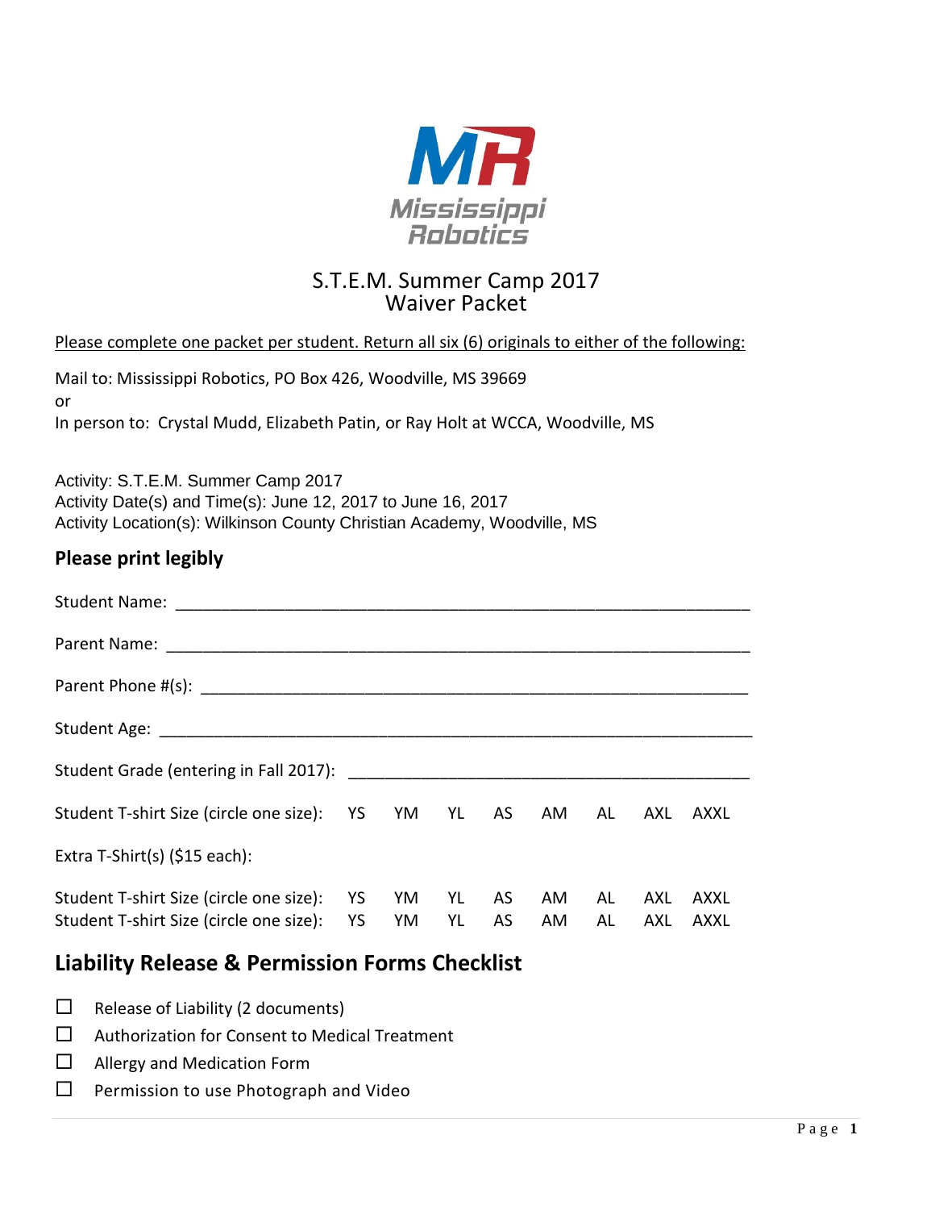MR
Mississippi Robotics

# S.T.E.M. Summer Camp 2017
# Waiver Packet

Please complete one packet per student. Return all six (6) originals to either of the following:

Mail to: Mississippi Robotics, PO Box 426, Woodville, MS 39669
or
In person to: Crystal Mudd, Elizabeth Patin, or Ray Holt at WCCA, Woodville, MS

Activity: S.T.E.M. Summer Camp 2017
Activity Date(s) and Time(s): June 12, 2017 to June 16, 2017
Activity Location(s): Wilkinson County Christian Academy, Woodville, MS

## Please print legibly

Student Name: ____________________________________________________________

Parent Name: ____________________________________________________________

Parent Phone #(s): ________________________________________________________

Student Age: _____________________________________________________________

Student Grade (entering in Fall 2017): ______________________________________

Student T-shirt Size (circle one size): YS YM YL AS AM AL AXL AXXL

Extra T-Shirt(s) ($15 each):

Student T-shirt Size (circle one size): YS YM YL AS AM AL AXL AXXL
Student T-shirt Size (circle one size): YS YM YL AS AM AL AXL AXXL

## Liability Release & Permission Forms Checklist

- ☐ Release of Liability (2 documents)
- ☐ Authorization for Consent to Medical Treatment
- ☐ Allergy and Medication Form
- ☐ Permission to use Photograph and Video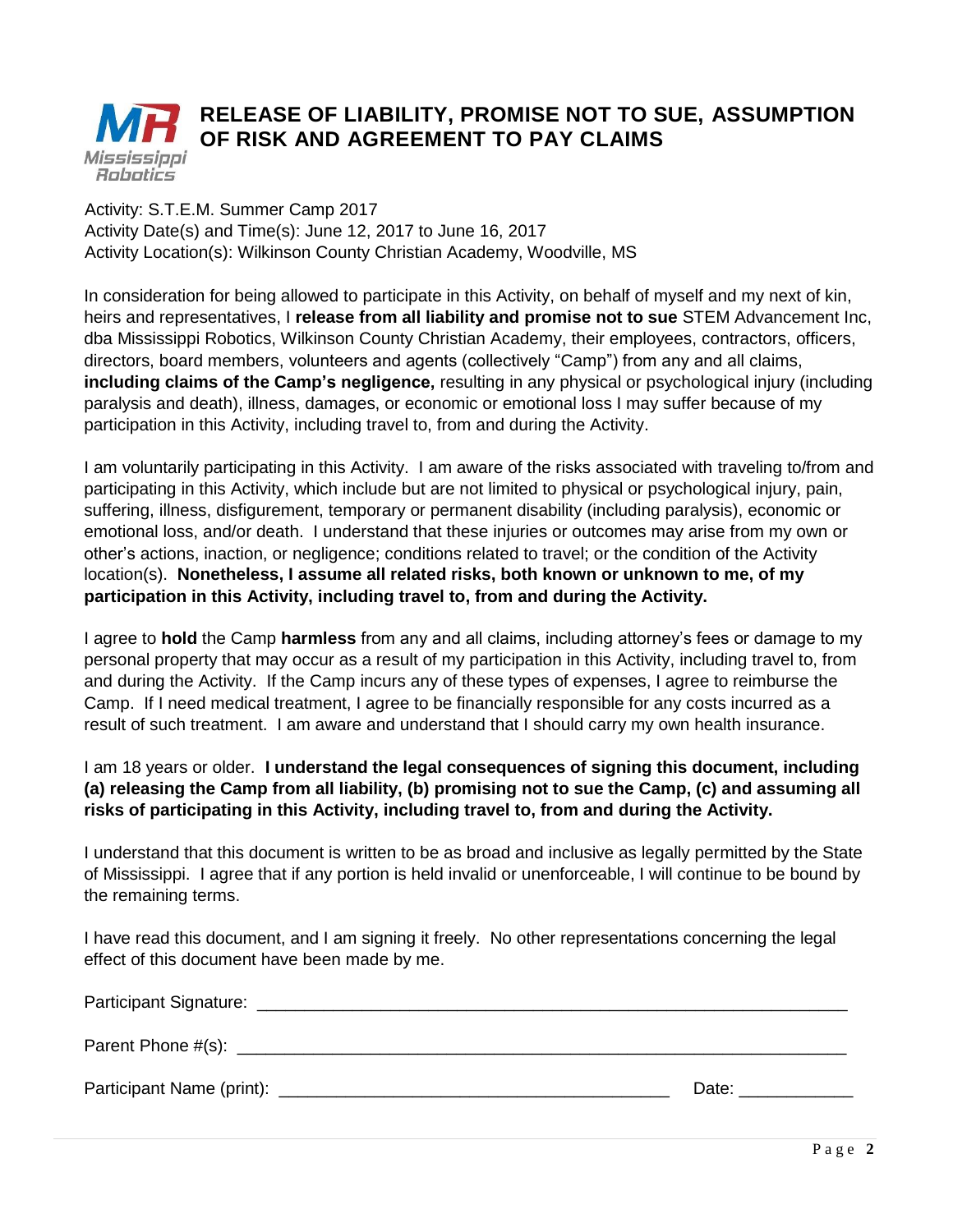# RELEASE OF LIABILITY, PROMISE NOT TO SUE, ASSUMPTION OF RISK AND AGREEMENT TO PAY CLAIMS

Activity: S.T.E.M. Summer Camp 2017
Activity Date(s) and Time(s): June 12, 2017 to June 16, 2017
Activity Location(s): Wilkinson County Christian Academy, Woodville, MS

In consideration for being allowed to participate in this Activity, on behalf of myself and my next of kin, heirs and representatives, I **release from all liability and promise not to sue** STEM Advancement Inc, dba Mississippi Robotics, Wilkinson County Christian Academy, their employees, contractors, officers, directors, board members, volunteers and agents (collectively "Camp") from any and all claims, **including claims of the Camp's negligence,** resulting in any physical or psychological injury (including paralysis and death), illness, damages, or economic or emotional loss I may suffer because of my participation in this Activity, including travel to, from and during the Activity.

I am voluntarily participating in this Activity. I am aware of the risks associated with traveling to/from and participating in this Activity, which include but are not limited to physical or psychological injury, pain, suffering, illness, disfigurement, temporary or permanent disability (including paralysis), economic or emotional loss, and/or death. I understand that these injuries or outcomes may arise from my own or other's actions, inaction, or negligence; conditions related to travel; or the condition of the Activity location(s). **Nonetheless, I assume all related risks, both known or unknown to me, of my participation in this Activity, including travel to, from and during the Activity.**

I agree to **hold** the Camp **harmless** from any and all claims, including attorney's fees or damage to my personal property that may occur as a result of my participation in this Activity, including travel to, from and during the Activity. If the Camp incurs any of these types of expenses, I agree to reimburse the Camp. If I need medical treatment, I agree to be financially responsible for any costs incurred as a result of such treatment. I am aware and understand that I should carry my own health insurance.

I am 18 years or older. **I understand the legal consequences of signing this document, including (a) releasing the Camp from all liability, (b) promising not to sue the Camp, (c) and assuming all risks of participating in this Activity, including travel to, from and during the Activity.**

I understand that this document is written to be as broad and inclusive as legally permitted by the State of Mississippi. I agree that if any portion is held invalid or unenforceable, I will continue to be bound by the remaining terms.

I have read this document, and I am signing it freely. No other representations concerning the legal effect of this document have been made by me.

Participant Signature: ______________________________________________________________

Parent Phone #(s): _________________________________________________________________

Participant Name (print): ________________________________________ Date: ____________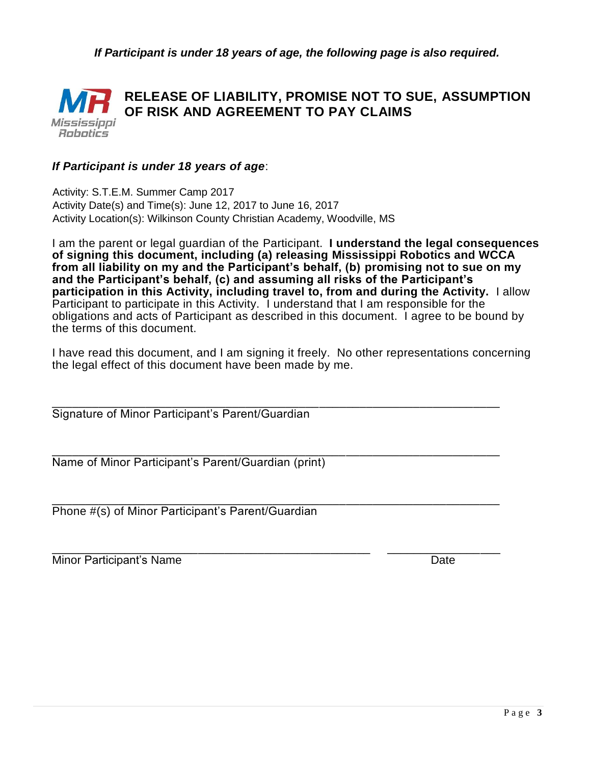***If Participant is under 18 years of age, the following page is also required.***

Mississippi Robotics

# RELEASE OF LIABILITY, PROMISE NOT TO SUE, ASSUMPTION OF RISK AND AGREEMENT TO PAY CLAIMS

***If Participant is under 18 years of age***:

Activity: S.T.E.M. Summer Camp 2017
Activity Date(s) and Time(s): June 12, 2017 to June 16, 2017
Activity Location(s): Wilkinson County Christian Academy, Woodville, MS

I am the parent or legal guardian of the Participant. **I understand the legal consequences of signing this document, including (a) releasing Mississippi Robotics and WCCA from all liability on my and the Participant's behalf, (b) promising not to sue on my and the Participant's behalf, (c) and assuming all risks of the Participant's participation in this Activity, including travel to, from and during the Activity.** I allow Participant to participate in this Activity. I understand that I am responsible for the obligations and acts of Participant as described in this document. I agree to be bound by the terms of this document.

I have read this document, and I am signing it freely. No other representations concerning the legal effect of this document have been made by me.

\_\_\_\_\_\_\_\_\_\_\_\_\_\_\_\_\_\_\_\_\_\_\_\_\_\_\_\_\_\_\_\_\_\_\_\_\_\_\_\_\_\_\_\_\_\_\_\_\_\_\_\_\_\_\_\_\_\_\_\_
Signature of Minor Participant's Parent/Guardian

\_\_\_\_\_\_\_\_\_\_\_\_\_\_\_\_\_\_\_\_\_\_\_\_\_\_\_\_\_\_\_\_\_\_\_\_\_\_\_\_\_\_\_\_\_\_\_\_\_\_\_\_\_\_\_\_\_\_\_\_
Name of Minor Participant's Parent/Guardian (print)

\_\_\_\_\_\_\_\_\_\_\_\_\_\_\_\_\_\_\_\_\_\_\_\_\_\_\_\_\_\_\_\_\_\_\_\_\_\_\_\_\_\_\_\_\_\_\_\_\_\_\_\_\_\_\_\_\_\_\_\_
Phone #(s) of Minor Participant's Parent/Guardian

\_\_\_\_\_\_\_\_\_\_\_\_\_\_\_\_\_\_\_\_\_\_\_\_\_\_\_\_\_\_\_\_\_\_\_\_\_\_\_\_\_\_\_\_ \_\_\_\_\_\_\_\_\_\_\_\_\_\_\_\_
Minor Participant's Name Date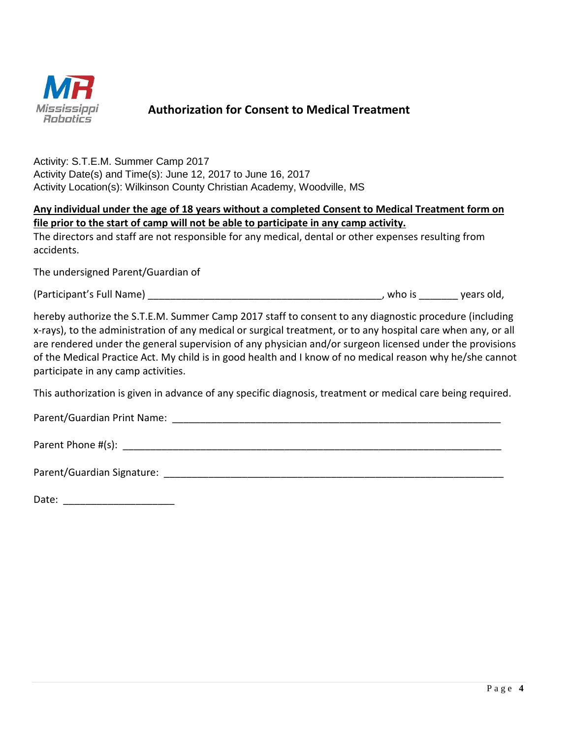# Authorization for Consent to Medical Treatment

Activity: S.T.E.M. Summer Camp 2017
Activity Date(s) and Time(s): June 12, 2017 to June 16, 2017
Activity Location(s): Wilkinson County Christian Academy, Woodville, MS

**<u>Any individual under the age of 18 years without a completed Consent to Medical Treatment form on file prior to the start of camp will not be able to participate in any camp activity.</u>**
The directors and staff are not responsible for any medical, dental or other expenses resulting from accidents.

The undersigned Parent/Guardian of

(Participant's Full Name) ____________________________________________, who is _______ years old,

hereby authorize the S.T.E.M. Summer Camp 2017 staff to consent to any diagnostic procedure (including x-rays), to the administration of any medical or surgical treatment, or to any hospital care when any, or all are rendered under the general supervision of any physician and/or surgeon licensed under the provisions of the Medical Practice Act. My child is in good health and I know of no medical reason why he/she cannot participate in any camp activities.

This authorization is given in advance of any specific diagnosis, treatment or medical care being required.

Parent/Guardian Print Name: ______________________________________________________________

Parent Phone #(s): ______________________________________________________________________

Parent/Guardian Signature: ________________________________________________________________

Date: ____________________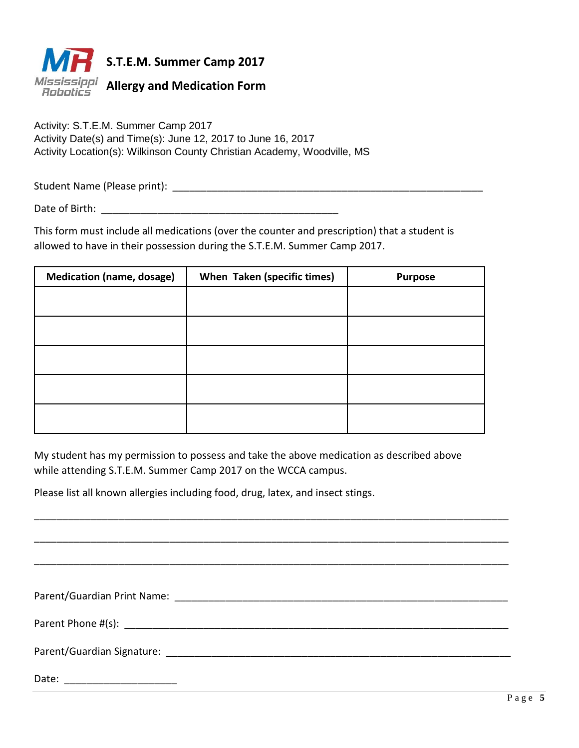# S.T.E.M. Summer Camp 2017

## Allergy and Medication Form

Activity: S.T.E.M. Summer Camp 2017
Activity Date(s) and Time(s): June 12, 2017 to June 16, 2017
Activity Location(s): Wilkinson County Christian Academy, Woodville, MS

Student Name (Please print): ____________________________________________________

Date of Birth: __________________________________________

This form must include all medications (over the counter and prescription) that a student is allowed to have in their possession during the S.T.E.M. Summer Camp 2017.

| Medication (name, dosage) | When Taken (specific times) | Purpose |
|---|---|---|
| | | |
| | | |
| | | |
| | | |
| | | |

My student has my permission to possess and take the above medication as described above while attending S.T.E.M. Summer Camp 2017 on the WCCA campus.

Please list all known allergies including food, drug, latex, and insect stings.

_____________________________________________________________________________________

_____________________________________________________________________________________

_____________________________________________________________________________________

Parent/Guardian Print Name: ____________________________________________________________

Parent Phone #(s): _____________________________________________________________________

Parent/Guardian Signature: ______________________________________________________________

Date: ____________________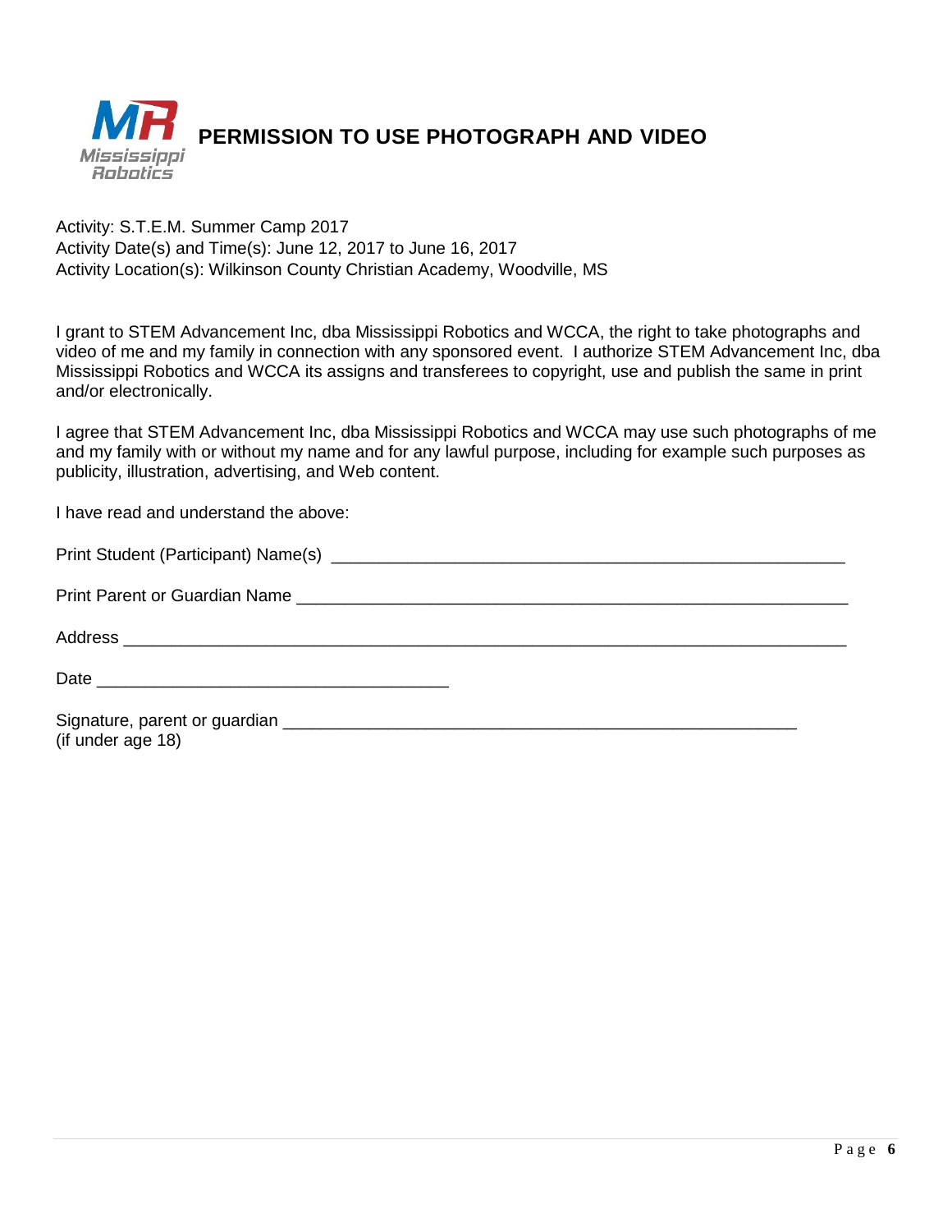# PERMISSION TO USE PHOTOGRAPH AND VIDEO

Activity: S.T.E.M. Summer Camp 2017
Activity Date(s) and Time(s): June 12, 2017 to June 16, 2017
Activity Location(s): Wilkinson County Christian Academy, Woodville, MS

I grant to STEM Advancement Inc, dba Mississippi Robotics and WCCA, the right to take photographs and video of me and my family in connection with any sponsored event. I authorize STEM Advancement Inc, dba Mississippi Robotics and WCCA its assigns and transferees to copyright, use and publish the same in print and/or electronically.

I agree that STEM Advancement Inc, dba Mississippi Robotics and WCCA may use such photographs of me and my family with or without my name and for any lawful purpose, including for example such purposes as publicity, illustration, advertising, and Web content.

I have read and understand the above:

Print Student (Participant) Name(s) ________________________________________________________

Print Parent or Guardian Name ____________________________________________________________

Address ________________________________________________________________________________

Date ______________________________________

Signature, parent or guardian ________________________________________________________
(if under age 18)